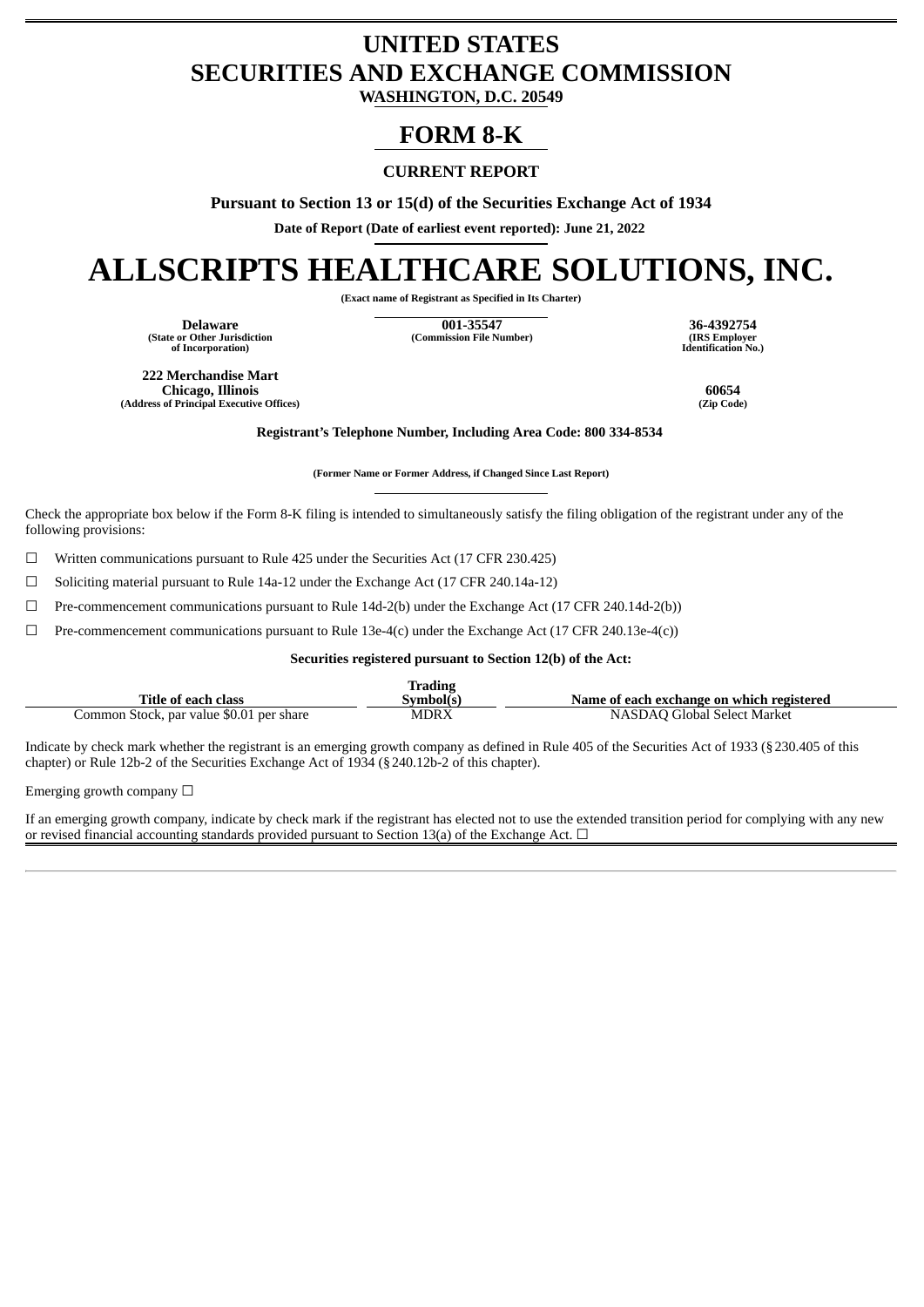# UNITED STATES
# SECURITIES AND EXCHANGE COMMISSION

**WASHINGTON, D.C. 20549**

# FORM 8-K

**CURRENT REPORT**

**Pursuant to Section 13 or 15(d) of the Securities Exchange Act of 1934**

**Date of Report (Date of earliest event reported): June 21, 2022**

# ALLSCRIPTS HEALTHCARE SOLUTIONS, INC.

**(Exact name of Registrant as Specified in Its Charter)**

| Delaware | 001-35547 | 36-4392754 |
|---|---|---|
| (State or Other Jurisdiction of Incorporation) | (Commission File Number) | (IRS Employer Identification No.) |

| 222 Merchandise Mart Chicago, Illinois | 60654 |
|---|---|
| (Address of Principal Executive Offices) | (Zip Code) |

**Registrant's Telephone Number, Including Area Code: 800 334-8534**

**(Former Name or Former Address, if Changed Since Last Report)**

Check the appropriate box below if the Form 8-K filing is intended to simultaneously satisfy the filing obligation of the registrant under any of the following provisions:

☐ Written communications pursuant to Rule 425 under the Securities Act (17 CFR 230.425)

☐ Soliciting material pursuant to Rule 14a-12 under the Exchange Act (17 CFR 240.14a-12)

☐ Pre-commencement communications pursuant to Rule 14d-2(b) under the Exchange Act (17 CFR 240.14d-2(b))

☐ Pre-commencement communications pursuant to Rule 13e-4(c) under the Exchange Act (17 CFR 240.13e-4(c))

**Securities registered pursuant to Section 12(b) of the Act:**

| Title of each class | Trading Symbol(s) | Name of each exchange on which registered |
|---|---|---|
| Common Stock, par value $0.01 per share | MDRX | NASDAQ Global Select Market |

Indicate by check mark whether the registrant is an emerging growth company as defined in Rule 405 of the Securities Act of 1933 (§230.405 of this chapter) or Rule 12b-2 of the Securities Exchange Act of 1934 (§240.12b-2 of this chapter).

Emerging growth company ☐

If an emerging growth company, indicate by check mark if the registrant has elected not to use the extended transition period for complying with any new or revised financial accounting standards provided pursuant to Section 13(a) of the Exchange Act. ☐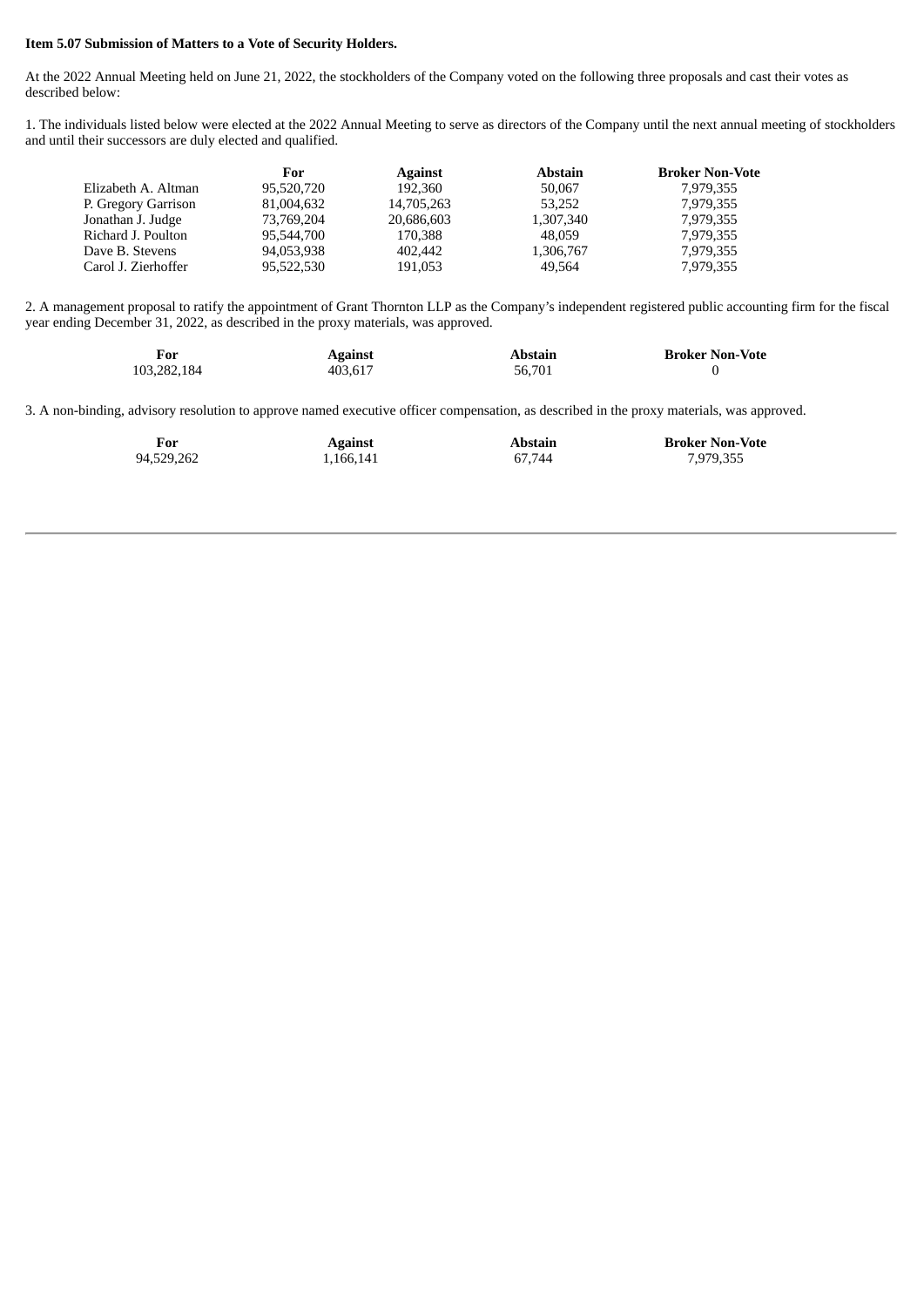**Item 5.07 Submission of Matters to a Vote of Security Holders.**

At the 2022 Annual Meeting held on June 21, 2022, the stockholders of the Company voted on the following three proposals and cast their votes as described below:

1. The individuals listed below were elected at the 2022 Annual Meeting to serve as directors of the Company until the next annual meeting of stockholders and until their successors are duly elected and qualified.

| | For | Against | Abstain | Broker Non-Vote |
|---|---|---|---|---|
| Elizabeth A. Altman | 95,520,720 | 192,360 | 50,067 | 7,979,355 |
| P. Gregory Garrison | 81,004,632 | 14,705,263 | 53,252 | 7,979,355 |
| Jonathan J. Judge | 73,769,204 | 20,686,603 | 1,307,340 | 7,979,355 |
| Richard J. Poulton | 95,544,700 | 170,388 | 48,059 | 7,979,355 |
| Dave B. Stevens | 94,053,938 | 402,442 | 1,306,767 | 7,979,355 |
| Carol J. Zierhoffer | 95,522,530 | 191,053 | 49,564 | 7,979,355 |

2. A management proposal to ratify the appointment of Grant Thornton LLP as the Company's independent registered public accounting firm for the fiscal year ending December 31, 2022, as described in the proxy materials, was approved.

| For | Against | Abstain | Broker Non-Vote |
|---|---|---|---|
| 103,282,184 | 403,617 | 56,701 | 0 |

3. A non-binding, advisory resolution to approve named executive officer compensation, as described in the proxy materials, was approved.

| For | Against | Abstain | Broker Non-Vote |
|---|---|---|---|
| 94,529,262 | 1,166,141 | 67,744 | 7,979,355 |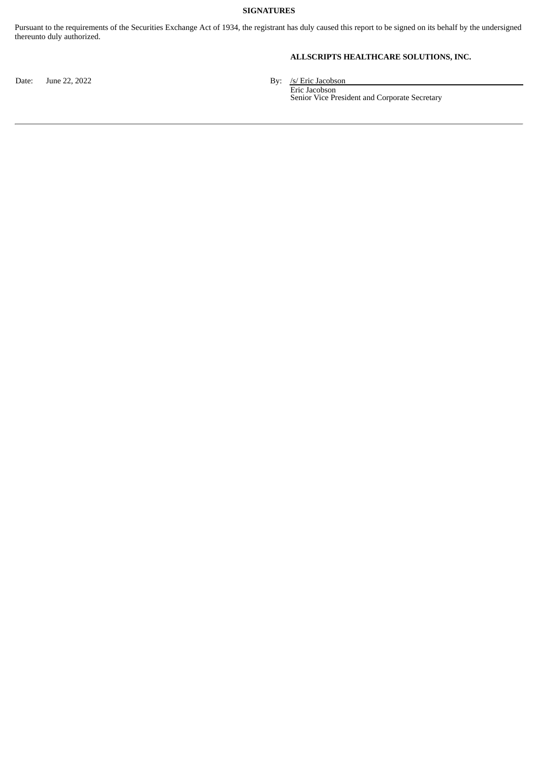**SIGNATURES**

Pursuant to the requirements of the Securities Exchange Act of 1934, the registrant has duly caused this report to be signed on its behalf by the undersigned thereunto duly authorized.

**ALLSCRIPTS HEALTHCARE SOLUTIONS, INC.**

Date: June 22, 2022

By: /s/ Eric Jacobson
Eric Jacobson
Senior Vice President and Corporate Secretary